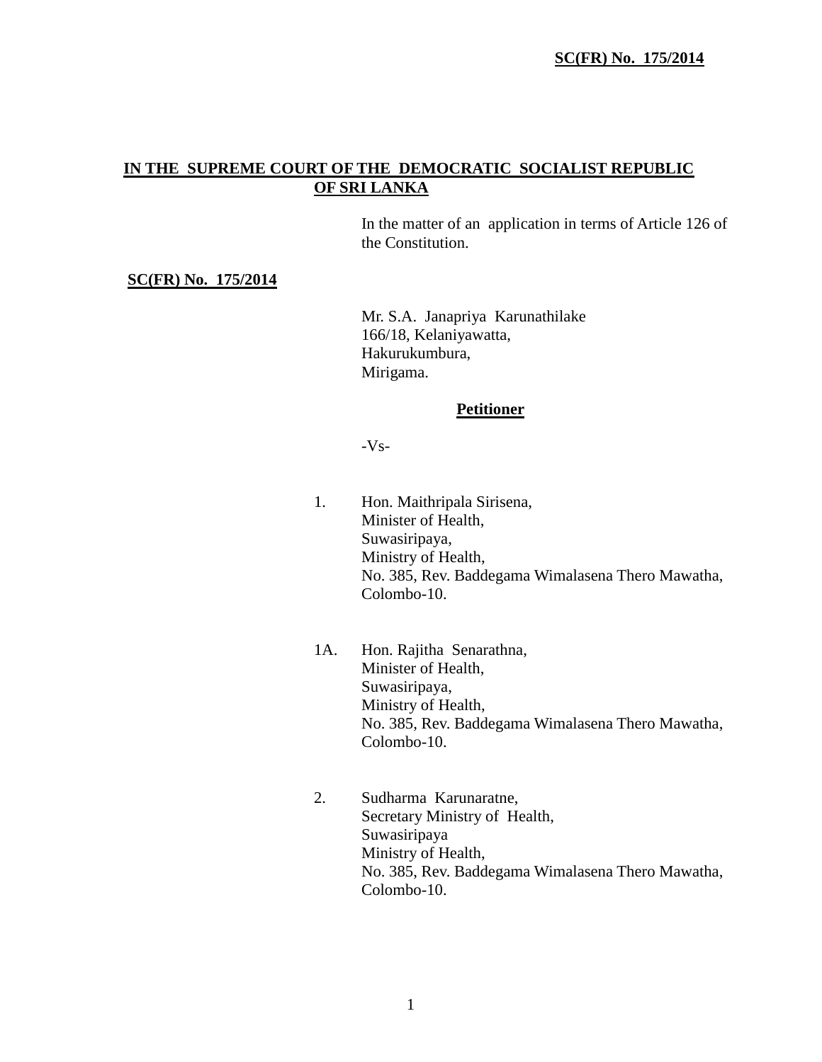**IN THE SUPREME COURT OF THE DEMOCRATIC SOCIALIST REPUBLIC OF SRI LANKA**

In the matter of an application in terms of Article 126 of the Constitution.

**SC(FR) No. 175/2014**

Mr. S.A. Janapriya Karunathilake
166/18, Kelaniyawatta,
Hakurukumbura,
Mirigama.

**Petitioner**

-Vs-

1. Hon. Maithripala Sirisena,
   Minister of Health,
   Suwasiripaya,
   Ministry of Health,
   No. 385, Rev. Baddegama Wimalasena Thero Mawatha,
   Colombo-10.

1A. Hon. Rajitha Senarathna,
   Minister of Health,
   Suwasiripaya,
   Ministry of Health,
   No. 385, Rev. Baddegama Wimalasena Thero Mawatha,
   Colombo-10.

2. Sudharma Karunaratne,
   Secretary Ministry of Health,
   Suwasiripaya
   Ministry of Health,
   No. 385, Rev. Baddegama Wimalasena Thero Mawatha,
   Colombo-10.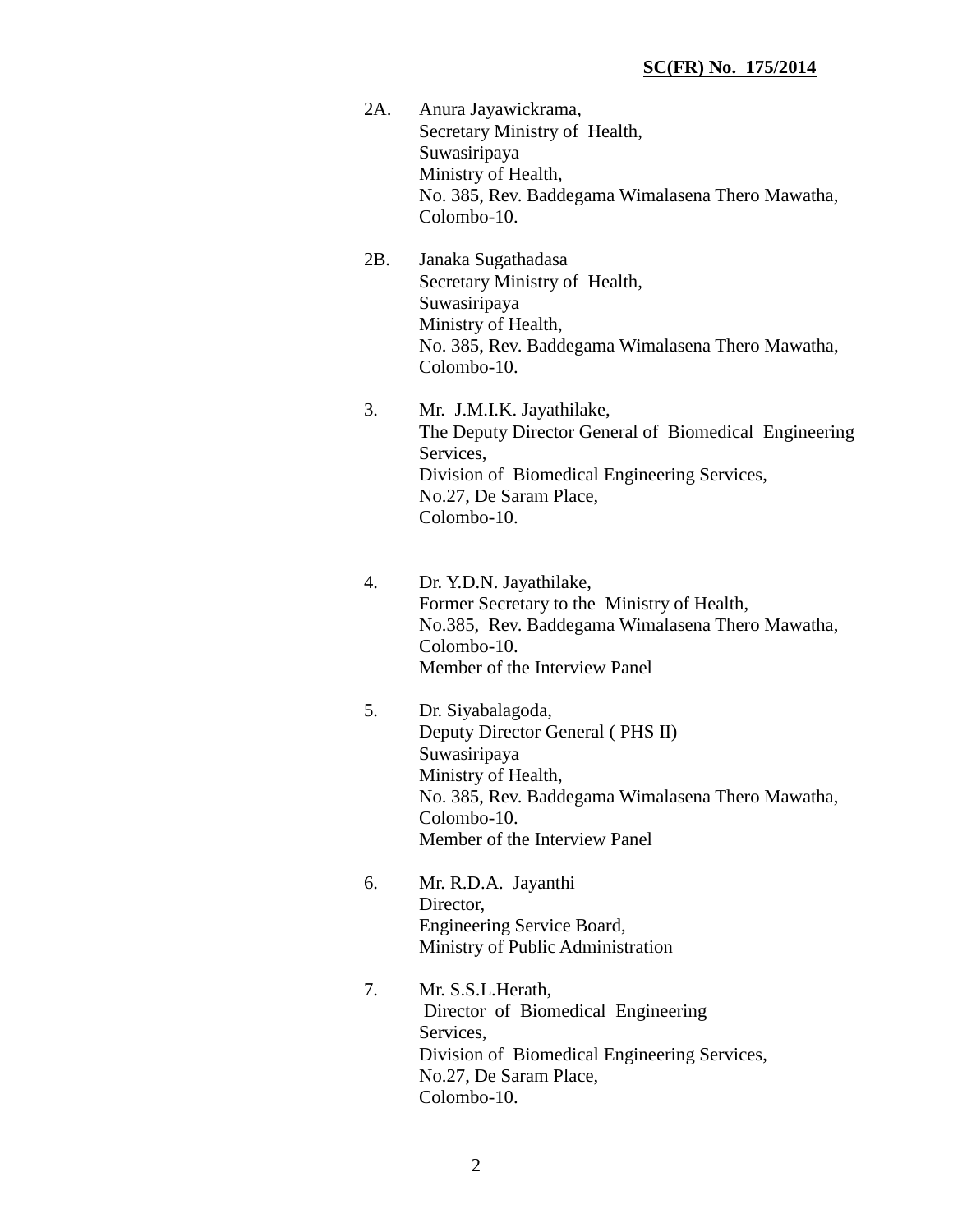2A. Anura Jayawickrama,
Secretary Ministry of Health,
Suwasiripaya
Ministry of Health,
No. 385, Rev. Baddegama Wimalasena Thero Mawatha,
Colombo-10.

2B. Janaka Sugathadasa
Secretary Ministry of Health,
Suwasiripaya
Ministry of Health,
No. 385, Rev. Baddegama Wimalasena Thero Mawatha,
Colombo-10.

3. Mr. J.M.I.K. Jayathilake,
The Deputy Director General of Biomedical Engineering Services,
Division of Biomedical Engineering Services,
No.27, De Saram Place,
Colombo-10.

4. Dr. Y.D.N. Jayathilake,
Former Secretary to the Ministry of Health,
No.385, Rev. Baddegama Wimalasena Thero Mawatha,
Colombo-10.
Member of the Interview Panel

5. Dr. Siyabalagoda,
Deputy Director General ( PHS II)
Suwasiripaya
Ministry of Health,
No. 385, Rev. Baddegama Wimalasena Thero Mawatha,
Colombo-10.
Member of the Interview Panel

6. Mr. R.D.A. Jayanthi
Director,
Engineering Service Board,
Ministry of Public Administration

7. Mr. S.S.L.Herath,
Director of Biomedical Engineering Services,
Division of Biomedical Engineering Services,
No.27, De Saram Place,
Colombo-10.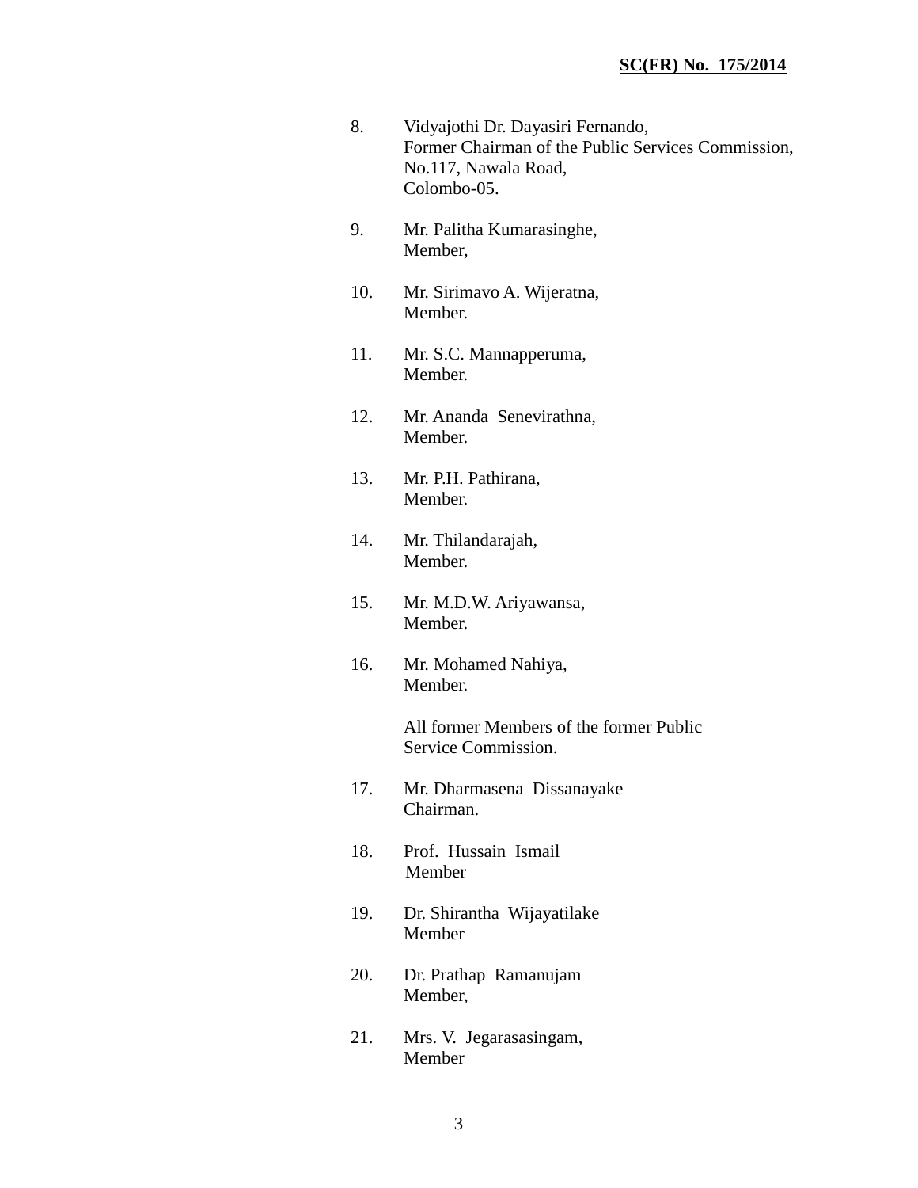8. Vidyajothi Dr. Dayasiri Fernando,
   Former Chairman of the Public Services Commission,
   No.117, Nawala Road,
   Colombo-05.

9. Mr. Palitha Kumarasinghe,
   Member,

10. Mr. Sirimavo A. Wijeratna,
    Member.

11. Mr. S.C. Mannapperuma,
    Member.

12. Mr. Ananda Senevirathna,
    Member.

13. Mr. P.H. Pathirana,
    Member.

14. Mr. Thilandarajah,
    Member.

15. Mr. M.D.W. Ariyawansa,
    Member.

16. Mr. Mohamed Nahiya,
    Member.

    All former Members of the former Public
    Service Commission.

17. Mr. Dharmasena Dissanayake
    Chairman.

18. Prof. Hussain Ismail
    Member

19. Dr. Shirantha Wijayatilake
    Member

20. Dr. Prathap Ramanujam
    Member,

21. Mrs. V. Jegarasasingam,
    Member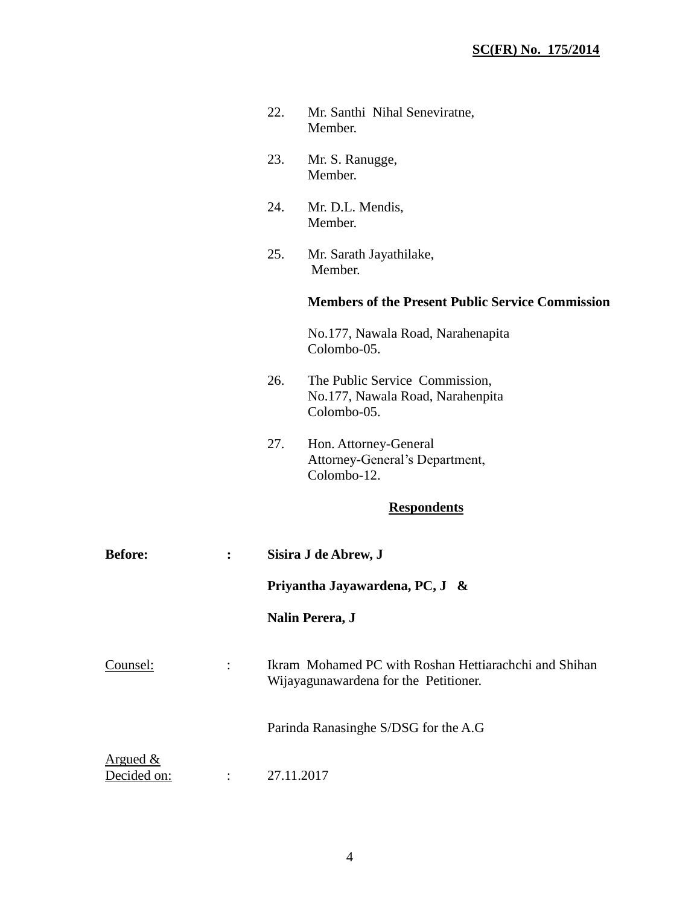22. Mr. Santhi Nihal Seneviratne,
    Member.

23. Mr. S. Ranugge,
    Member.

24. Mr. D.L. Mendis,
    Member.

25. Mr. Sarath Jayathilake,
    Member.

**Members of the Present Public Service Commission**

No.177, Nawala Road, Narahenapita
Colombo-05.

26. The Public Service Commission,
    No.177, Nawala Road, Narahenpita
    Colombo-05.

27. Hon. Attorney-General
    Attorney-General's Department,
    Colombo-12.

**Respondents**

**Before:** **:** **Sisira J de Abrew, J**

**Priyantha Jayawardena, PC, J &**

**Nalin Perera, J**

Counsel: : Ikram Mohamed PC with Roshan Hettiarachchi and Shihan Wijayagunawardena for the Petitioner.

Parinda Ranasinghe S/DSG for the A.G

Argued & Decided on: : 27.11.2017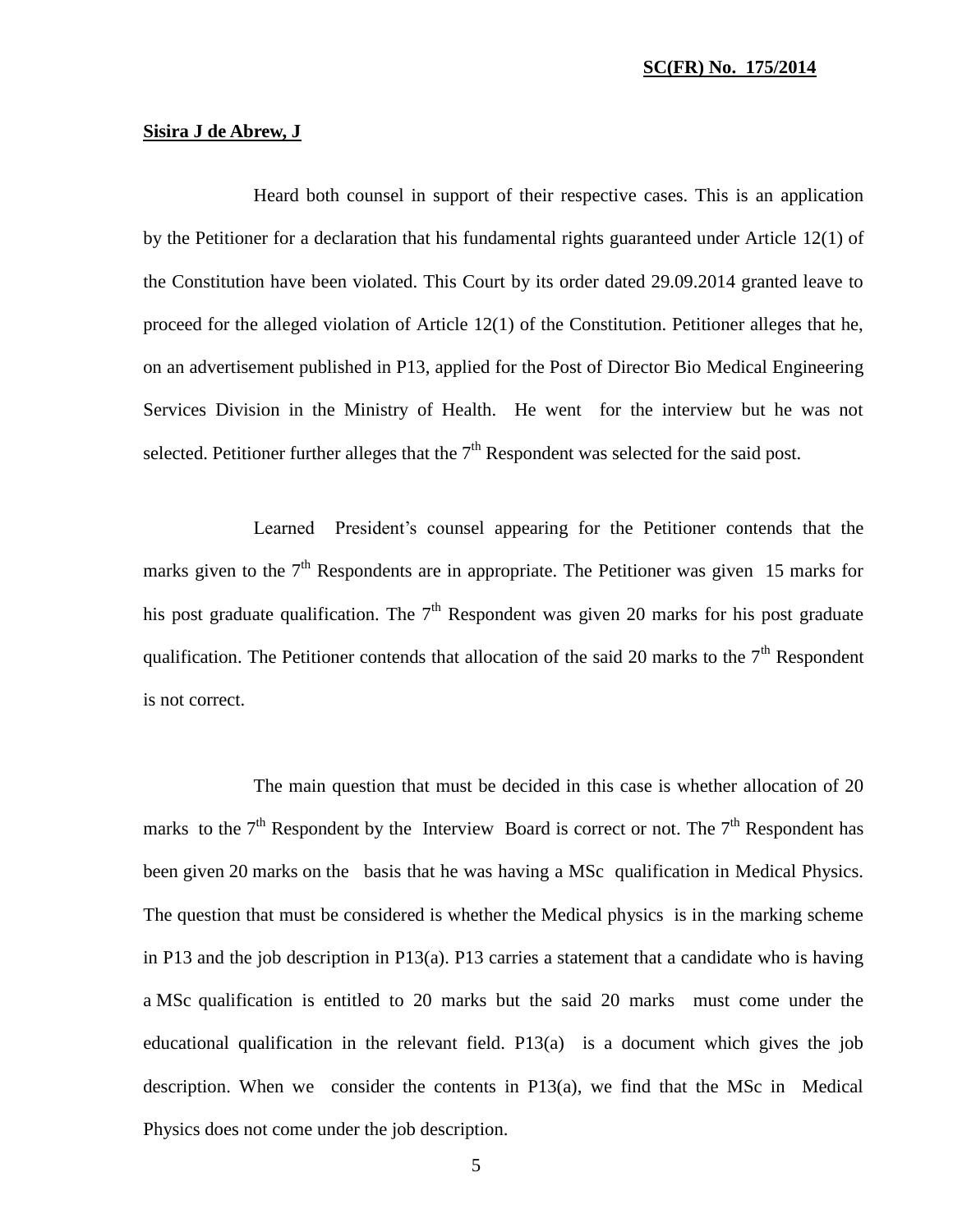**Sisira J de Abrew, J**

Heard both counsel in support of their respective cases. This is an application by the Petitioner for a declaration that his fundamental rights guaranteed under Article 12(1) of the Constitution have been violated. This Court by its order dated 29.09.2014 granted leave to proceed for the alleged violation of Article 12(1) of the Constitution. Petitioner alleges that he, on an advertisement published in P13, applied for the Post of Director Bio Medical Engineering Services Division in the Ministry of Health. He went for the interview but he was not selected. Petitioner further alleges that the 7th Respondent was selected for the said post.

Learned President's counsel appearing for the Petitioner contends that the marks given to the 7th Respondents are in appropriate. The Petitioner was given 15 marks for his post graduate qualification. The 7th Respondent was given 20 marks for his post graduate qualification. The Petitioner contends that allocation of the said 20 marks to the 7th Respondent is not correct.

The main question that must be decided in this case is whether allocation of 20 marks to the 7th Respondent by the Interview Board is correct or not. The 7th Respondent has been given 20 marks on the basis that he was having a MSc qualification in Medical Physics. The question that must be considered is whether the Medical physics is in the marking scheme in P13 and the job description in P13(a). P13 carries a statement that a candidate who is having a MSc qualification is entitled to 20 marks but the said 20 marks must come under the educational qualification in the relevant field. P13(a) is a document which gives the job description. When we consider the contents in P13(a), we find that the MSc in Medical Physics does not come under the job description.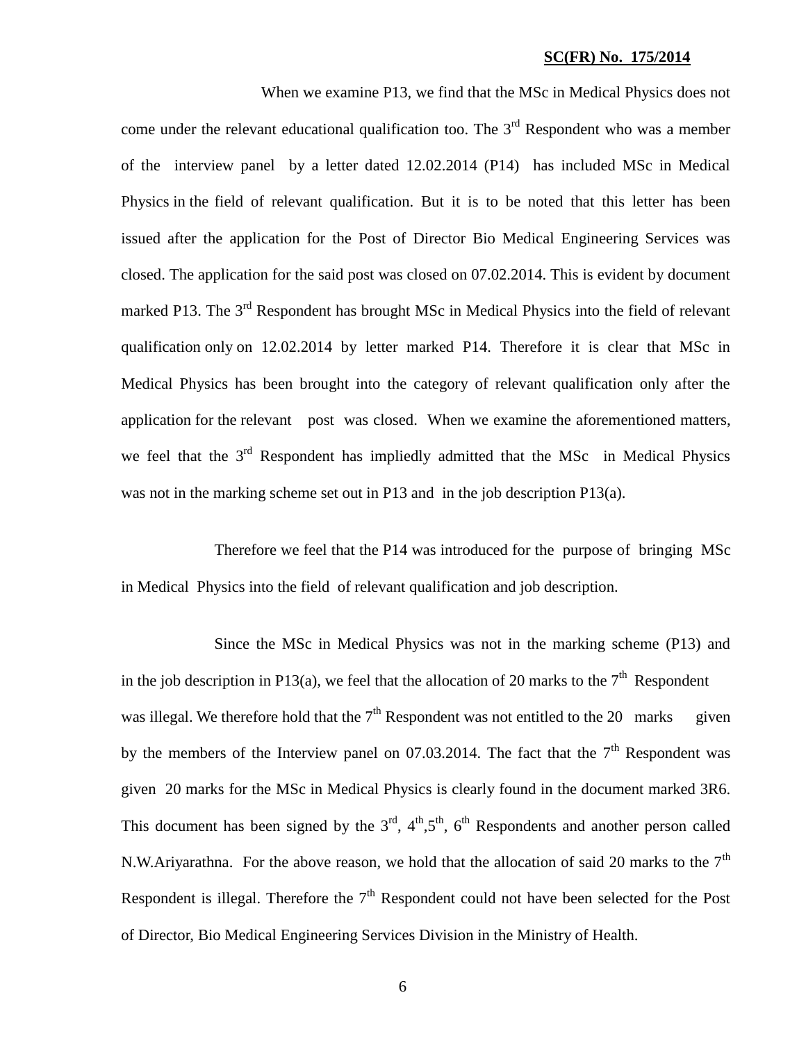When we examine P13, we find that the MSc in Medical Physics does not come under the relevant educational qualification too. The 3rd Respondent who was a member of the interview panel by a letter dated 12.02.2014 (P14) has included MSc in Medical Physics in the field of relevant qualification. But it is to be noted that this letter has been issued after the application for the Post of Director Bio Medical Engineering Services was closed. The application for the said post was closed on 07.02.2014. This is evident by document marked P13. The 3rd Respondent has brought MSc in Medical Physics into the field of relevant qualification only on 12.02.2014 by letter marked P14. Therefore it is clear that MSc in Medical Physics has been brought into the category of relevant qualification only after the application for the relevant post was closed. When we examine the aforementioned matters, we feel that the 3rd Respondent has impliedly admitted that the MSc in Medical Physics was not in the marking scheme set out in P13 and in the job description P13(a).

Therefore we feel that the P14 was introduced for the purpose of bringing MSc in Medical Physics into the field of relevant qualification and job description.

Since the MSc in Medical Physics was not in the marking scheme (P13) and in the job description in P13(a), we feel that the allocation of 20 marks to the 7th Respondent was illegal. We therefore hold that the 7th Respondent was not entitled to the 20 marks given by the members of the Interview panel on 07.03.2014. The fact that the 7th Respondent was given 20 marks for the MSc in Medical Physics is clearly found in the document marked 3R6. This document has been signed by the 3rd, 4th, 5th, 6th Respondents and another person called N.W.Ariyarathna. For the above reason, we hold that the allocation of said 20 marks to the 7th Respondent is illegal. Therefore the 7th Respondent could not have been selected for the Post of Director, Bio Medical Engineering Services Division in the Ministry of Health.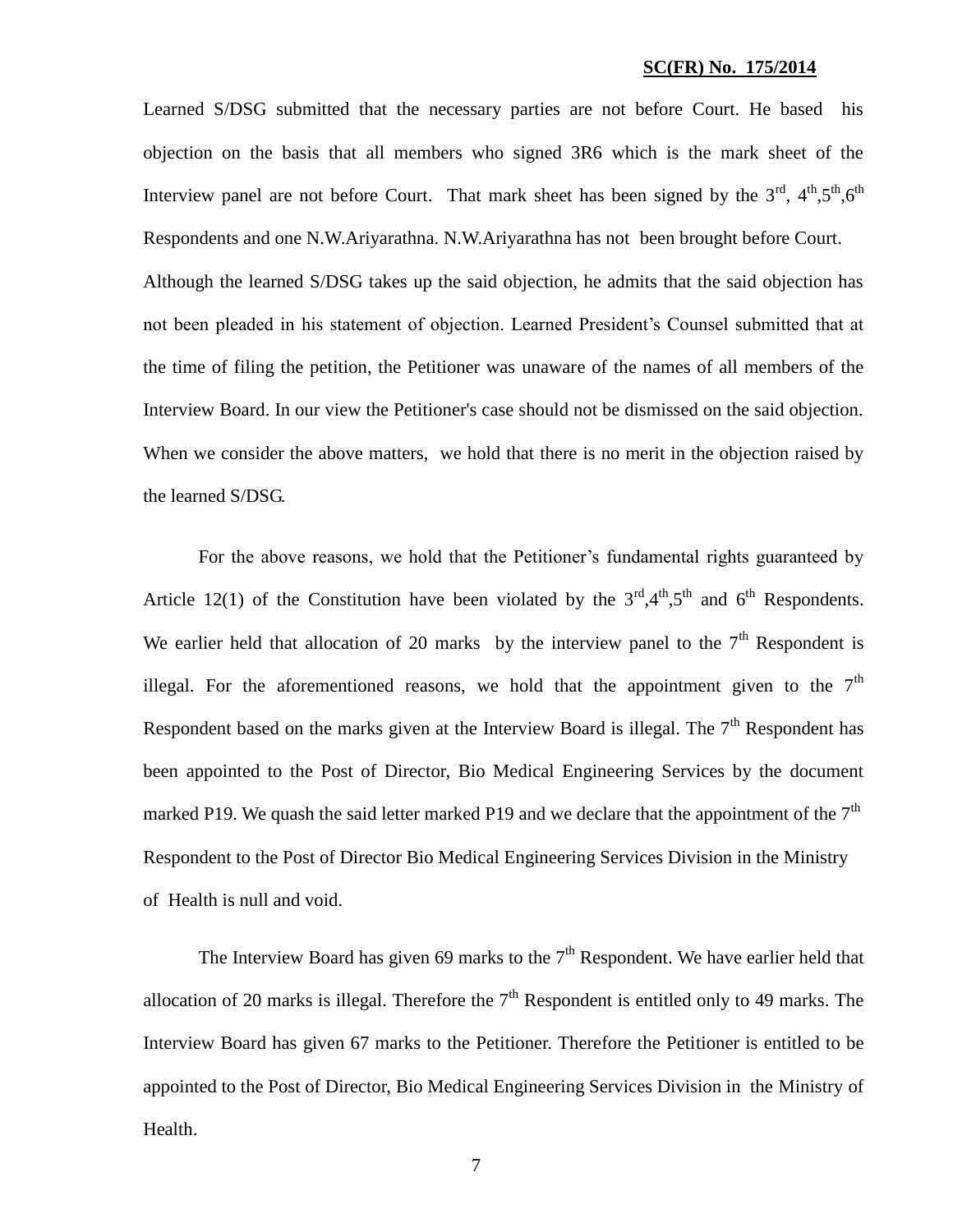Learned S/DSG submitted that the necessary parties are not before Court. He based his objection on the basis that all members who signed 3R6 which is the mark sheet of the Interview panel are not before Court. That mark sheet has been signed by the 3rd, 4th, 5th, 6th Respondents and one N.W.Ariyarathna. N.W.Ariyarathna has not been brought before Court. Although the learned S/DSG takes up the said objection, he admits that the said objection has not been pleaded in his statement of objection. Learned President's Counsel submitted that at the time of filing the petition, the Petitioner was unaware of the names of all members of the Interview Board. In our view the Petitioner's case should not be dismissed on the said objection. When we consider the above matters, we hold that there is no merit in the objection raised by the learned S/DSG.

For the above reasons, we hold that the Petitioner's fundamental rights guaranteed by Article 12(1) of the Constitution have been violated by the 3rd, 4th, 5th and 6th Respondents. We earlier held that allocation of 20 marks by the interview panel to the 7th Respondent is illegal. For the aforementioned reasons, we hold that the appointment given to the 7th Respondent based on the marks given at the Interview Board is illegal. The 7th Respondent has been appointed to the Post of Director, Bio Medical Engineering Services by the document marked P19. We quash the said letter marked P19 and we declare that the appointment of the 7th Respondent to the Post of Director Bio Medical Engineering Services Division in the Ministry of Health is null and void.

The Interview Board has given 69 marks to the 7th Respondent. We have earlier held that allocation of 20 marks is illegal. Therefore the 7th Respondent is entitled only to 49 marks. The Interview Board has given 67 marks to the Petitioner. Therefore the Petitioner is entitled to be appointed to the Post of Director, Bio Medical Engineering Services Division in the Ministry of Health.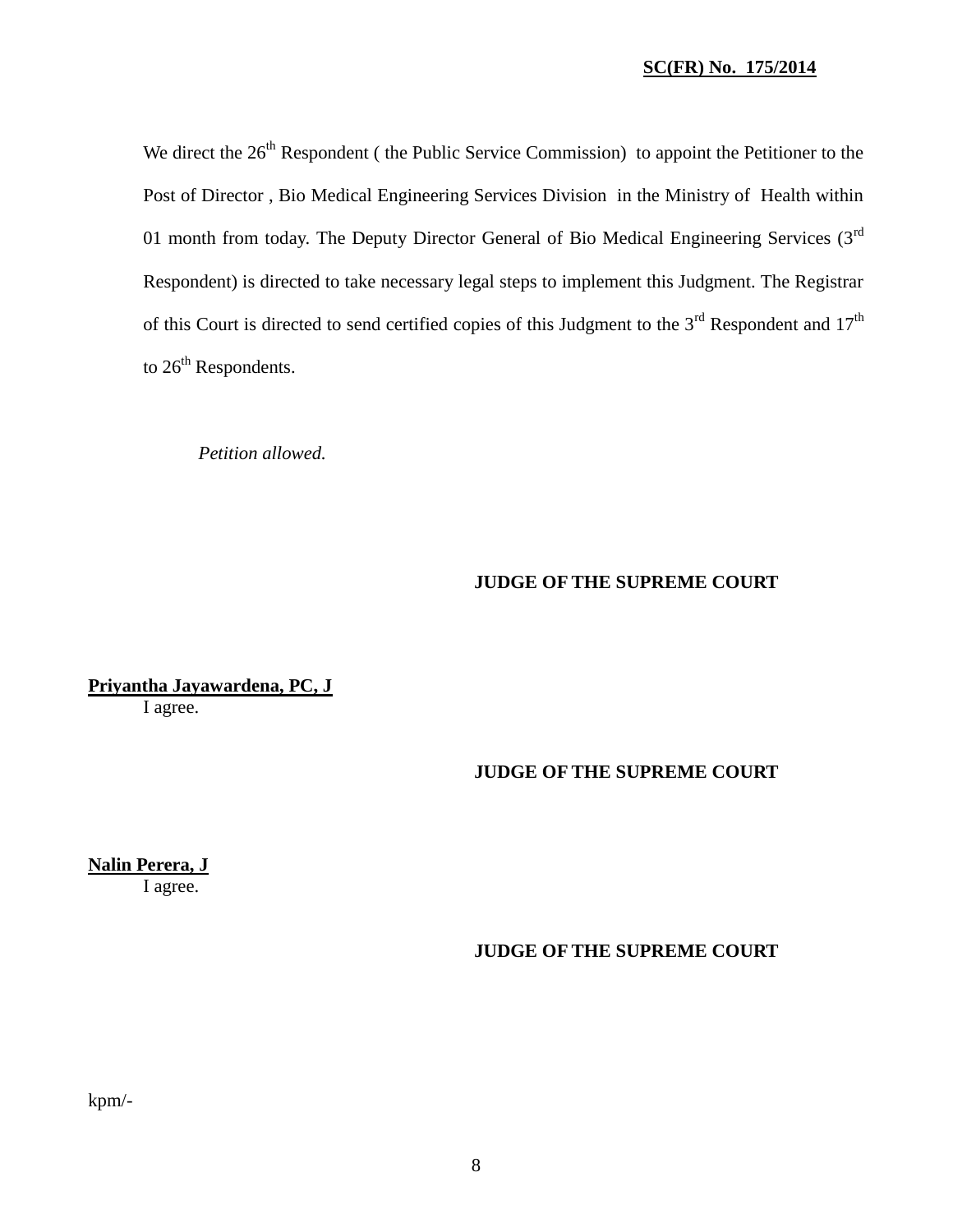We direct the 26th Respondent ( the Public Service Commission) to appoint the Petitioner to the Post of Director , Bio Medical Engineering Services Division in the Ministry of Health within 01 month from today. The Deputy Director General of Bio Medical Engineering Services (3rd Respondent) is directed to take necessary legal steps to implement this Judgment. The Registrar of this Court is directed to send certified copies of this Judgment to the 3rd Respondent and 17th to 26th Respondents.

*Petition allowed.*

**JUDGE OF THE SUPREME COURT**

**Priyantha Jayawardena, PC, J**

I agree.

**JUDGE OF THE SUPREME COURT**

**Nalin Perera, J**

I agree.

**JUDGE OF THE SUPREME COURT**

kpm/-